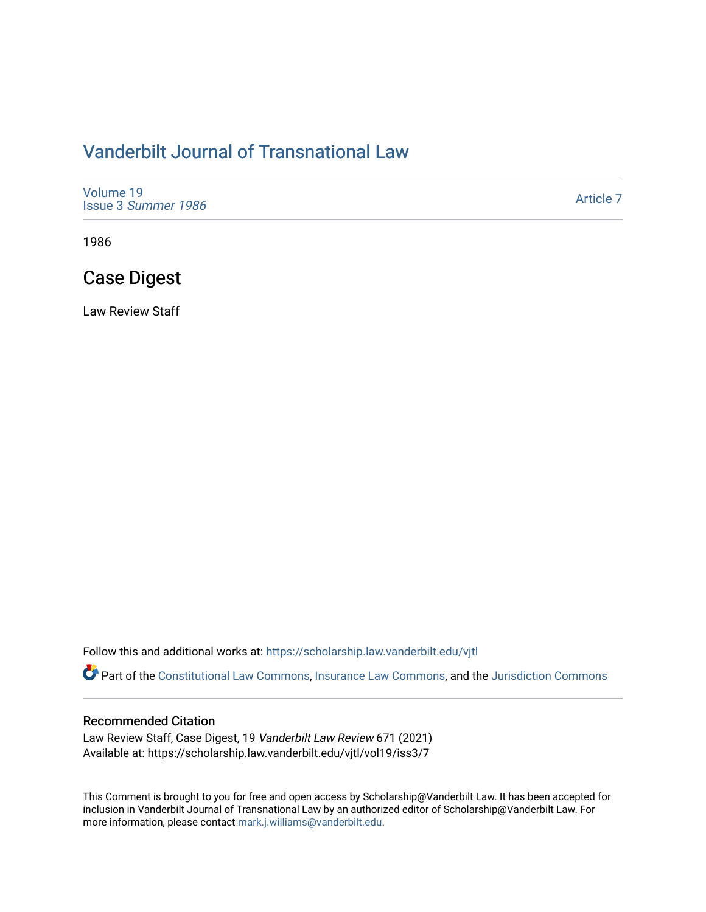# Vanderbilt Journal of Transnational Law

Volume 19
Issue 3 *Summer 1986*

Article 7

1986

## Case Digest

Law Review Staff

Follow this and additional works at: https://scholarship.law.vanderbilt.edu/vjtl

Part of the Constitutional Law Commons, Insurance Law Commons, and the Jurisdiction Commons

### Recommended Citation

Law Review Staff, Case Digest, 19 *Vanderbilt Law Review* 671 (2021)
Available at: https://scholarship.law.vanderbilt.edu/vjtl/vol19/iss3/7

This Comment is brought to you for free and open access by Scholarship@Vanderbilt Law. It has been accepted for inclusion in Vanderbilt Journal of Transnational Law by an authorized editor of Scholarship@Vanderbilt Law. For more information, please contact mark.j.williams@vanderbilt.edu.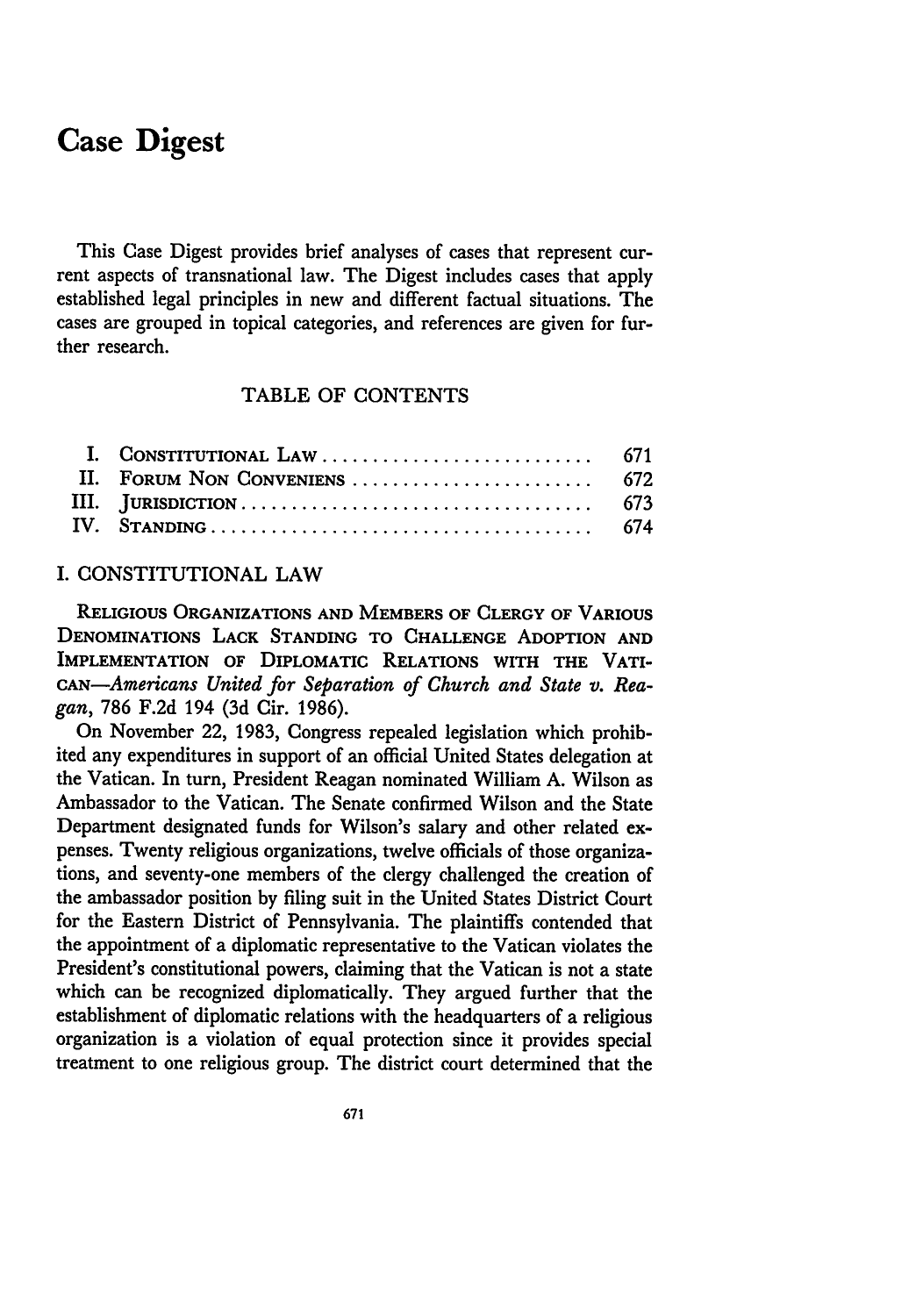# Case Digest

This Case Digest provides brief analyses of cases that represent current aspects of transnational law. The Digest includes cases that apply established legal principles in new and different factual situations. The cases are grouped in topical categories, and references are given for further research.

## TABLE OF CONTENTS

| | | |
|---|---|---|
| I. | CONSTITUTIONAL LAW | 671 |
| II. | FORUM NON CONVENIENS | 672 |
| III. | JURISDICTION | 673 |
| IV. | STANDING | 674 |

## I. CONSTITUTIONAL LAW

RELIGIOUS ORGANIZATIONS AND MEMBERS OF CLERGY OF VARIOUS DENOMINATIONS LACK STANDING TO CHALLENGE ADOPTION AND IMPLEMENTATION OF DIPLOMATIC RELATIONS WITH THE VATICAN—*Americans United for Separation of Church and State v. Reagan*, 786 F.2d 194 (3d Cir. 1986).

On November 22, 1983, Congress repealed legislation which prohibited any expenditures in support of an official United States delegation at the Vatican. In turn, President Reagan nominated William A. Wilson as Ambassador to the Vatican. The Senate confirmed Wilson and the State Department designated funds for Wilson's salary and other related expenses. Twenty religious organizations, twelve officials of those organizations, and seventy-one members of the clergy challenged the creation of the ambassador position by filing suit in the United States District Court for the Eastern District of Pennsylvania. The plaintiffs contended that the appointment of a diplomatic representative to the Vatican violates the President's constitutional powers, claiming that the Vatican is not a state which can be recognized diplomatically. They argued further that the establishment of diplomatic relations with the headquarters of a religious organization is a violation of equal protection since it provides special treatment to one religious group. The district court determined that the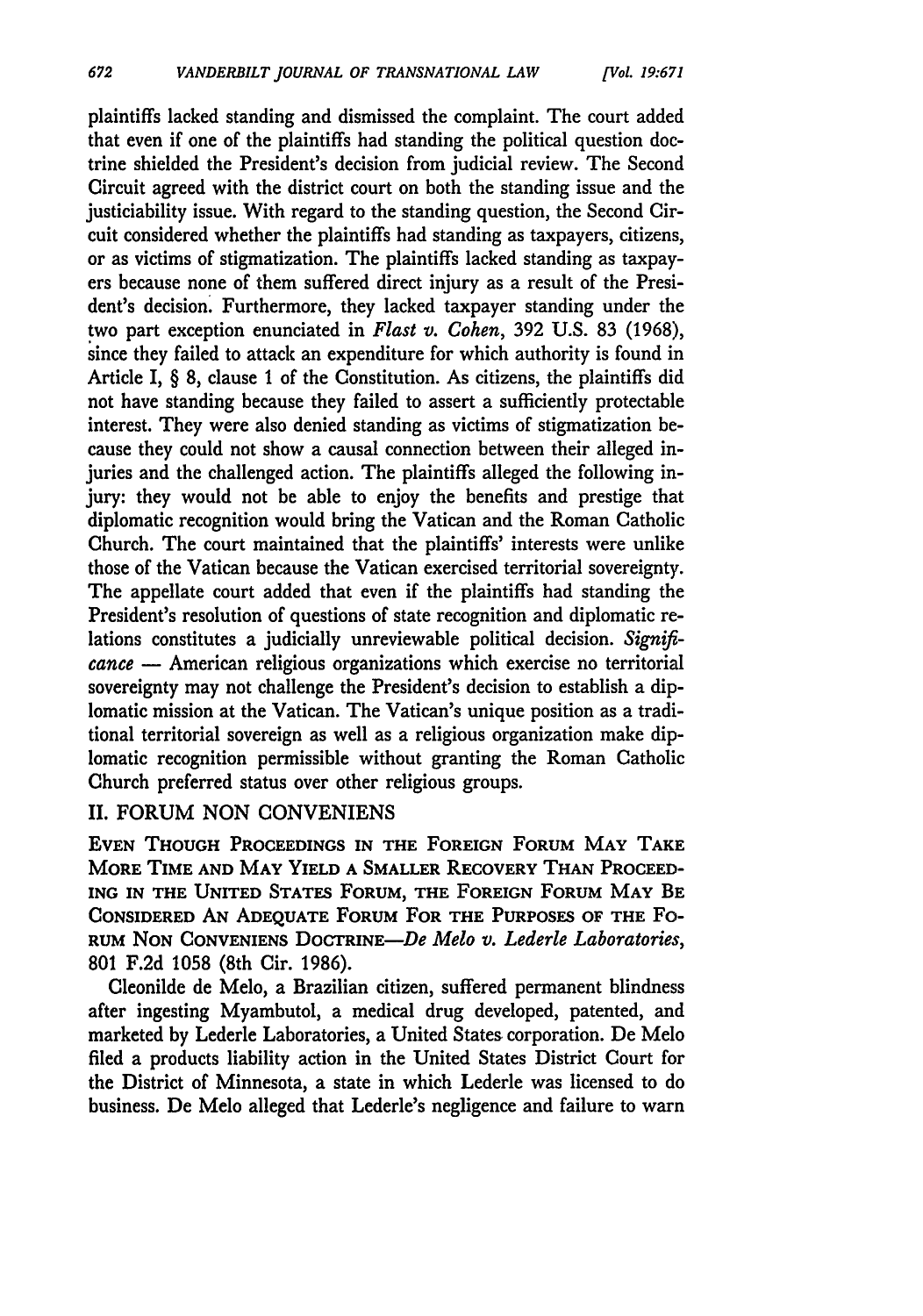plaintiffs lacked standing and dismissed the complaint. The court added that even if one of the plaintiffs had standing the political question doctrine shielded the President's decision from judicial review. The Second Circuit agreed with the district court on both the standing issue and the justiciability issue. With regard to the standing question, the Second Circuit considered whether the plaintiffs had standing as taxpayers, citizens, or as victims of stigmatization. The plaintiffs lacked standing as taxpayers because none of them suffered direct injury as a result of the President's decision. Furthermore, they lacked taxpayer standing under the two part exception enunciated in *Flast v. Cohen*, 392 U.S. 83 (1968), since they failed to attack an expenditure for which authority is found in Article I, § 8, clause 1 of the Constitution. As citizens, the plaintiffs did not have standing because they failed to assert a sufficiently protectable interest. They were also denied standing as victims of stigmatization because they could not show a causal connection between their alleged injuries and the challenged action. The plaintiffs alleged the following injury: they would not be able to enjoy the benefits and prestige that diplomatic recognition would bring the Vatican and the Roman Catholic Church. The court maintained that the plaintiffs' interests were unlike those of the Vatican because the Vatican exercised territorial sovereignty. The appellate court added that even if the plaintiffs had standing the President's resolution of questions of state recognition and diplomatic relations constitutes a judicially unreviewable political decision. *Significance* — American religious organizations which exercise no territorial sovereignty may not challenge the President's decision to establish a diplomatic mission at the Vatican. The Vatican's unique position as a traditional territorial sovereign as well as a religious organization make diplomatic recognition permissible without granting the Roman Catholic Church preferred status over other religious groups.

## II. FORUM NON CONVENIENS

EVEN THOUGH PROCEEDINGS IN THE FOREIGN FORUM MAY TAKE MORE TIME AND MAY YIELD A SMALLER RECOVERY THAN PROCEEDING IN THE UNITED STATES FORUM, THE FOREIGN FORUM MAY BE CONSIDERED AN ADEQUATE FORUM FOR THE PURPOSES OF THE FORUM NON CONVENIENS DOCTRINE—*De Melo v. Lederle Laboratories*, 801 F.2d 1058 (8th Cir. 1986).

Cleonilde de Melo, a Brazilian citizen, suffered permanent blindness after ingesting Myambutol, a medical drug developed, patented, and marketed by Lederle Laboratories, a United States corporation. De Melo filed a products liability action in the United States District Court for the District of Minnesota, a state in which Lederle was licensed to do business. De Melo alleged that Lederle's negligence and failure to warn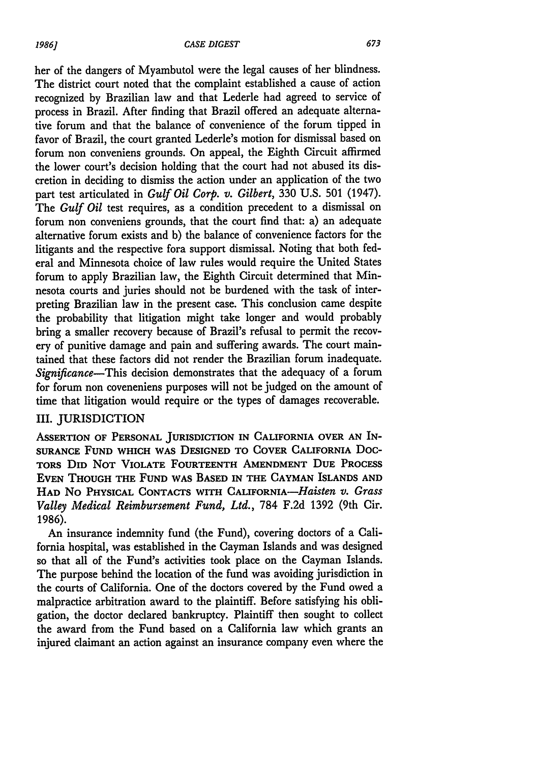her of the dangers of Myambutol were the legal causes of her blindness. The district court noted that the complaint established a cause of action recognized by Brazilian law and that Lederle had agreed to service of process in Brazil. After finding that Brazil offered an adequate alternative forum and that the balance of convenience of the forum tipped in favor of Brazil, the court granted Lederle's motion for dismissal based on forum non conveniens grounds. On appeal, the Eighth Circuit affirmed the lower court's decision holding that the court had not abused its discretion in deciding to dismiss the action under an application of the two part test articulated in *Gulf Oil Corp. v. Gilbert*, 330 U.S. 501 (1947). The *Gulf Oil* test requires, as a condition precedent to a dismissal on forum non conveniens grounds, that the court find that: a) an adequate alternative forum exists and b) the balance of convenience factors for the litigants and the respective fora support dismissal. Noting that both federal and Minnesota choice of law rules would require the United States forum to apply Brazilian law, the Eighth Circuit determined that Minnesota courts and juries should not be burdened with the task of interpreting Brazilian law in the present case. This conclusion came despite the probability that litigation might take longer and would probably bring a smaller recovery because of Brazil's refusal to permit the recovery of punitive damage and pain and suffering awards. The court maintained that these factors did not render the Brazilian forum inadequate. *Significance*—This decision demonstrates that the adequacy of a forum for forum non coveneniens purposes will not be judged on the amount of time that litigation would require or the types of damages recoverable.

## III. JURISDICTION

ASSERTION OF PERSONAL JURISDICTION IN CALIFORNIA OVER AN INSURANCE FUND WHICH WAS DESIGNED TO COVER CALIFORNIA DOCTORS DID NOT VIOLATE FOURTEENTH AMENDMENT DUE PROCESS EVEN THOUGH THE FUND WAS BASED IN THE CAYMAN ISLANDS AND HAD NO PHYSICAL CONTACTS WITH CALIFORNIA—*Haisten v. Grass Valley Medical Reimbursement Fund, Ltd.*, 784 F.2d 1392 (9th Cir. 1986).

An insurance indemnity fund (the Fund), covering doctors of a California hospital, was established in the Cayman Islands and was designed so that all of the Fund's activities took place on the Cayman Islands. The purpose behind the location of the fund was avoiding jurisdiction in the courts of California. One of the doctors covered by the Fund owed a malpractice arbitration award to the plaintiff. Before satisfying his obligation, the doctor declared bankruptcy. Plaintiff then sought to collect the award from the Fund based on a California law which grants an injured claimant an action against an insurance company even where the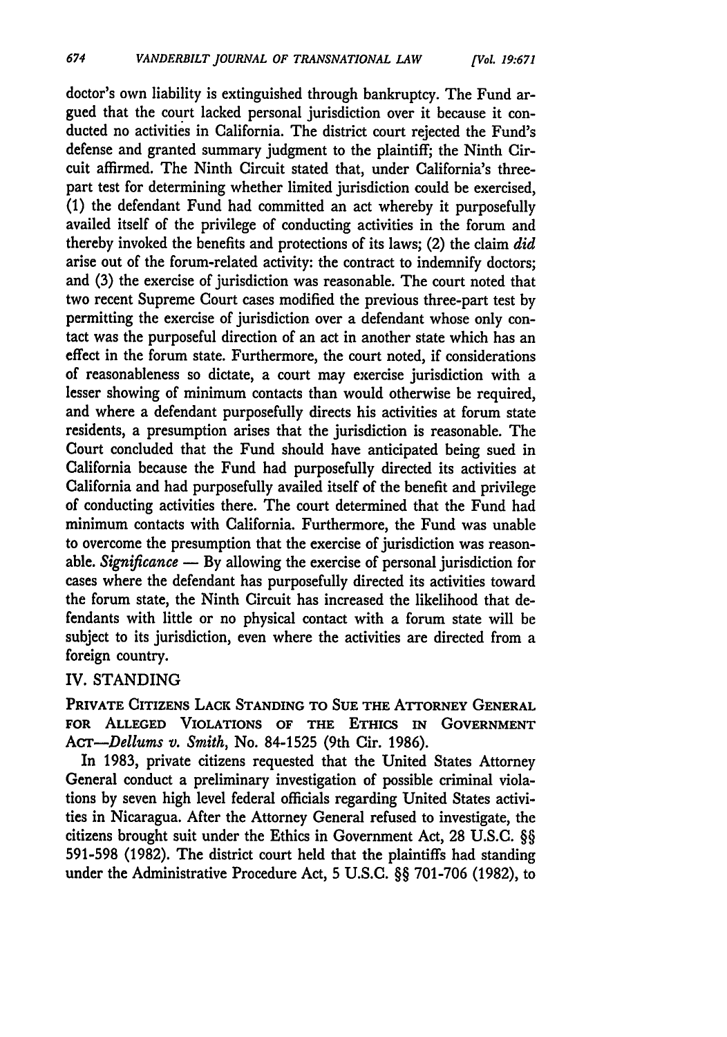doctor's own liability is extinguished through bankruptcy. The Fund argued that the court lacked personal jurisdiction over it because it conducted no activities in California. The district court rejected the Fund's defense and granted summary judgment to the plaintiff; the Ninth Circuit affirmed. The Ninth Circuit stated that, under California's three-part test for determining whether limited jurisdiction could be exercised, (1) the defendant Fund had committed an act whereby it purposefully availed itself of the privilege of conducting activities in the forum and thereby invoked the benefits and protections of its laws; (2) the claim *did* arise out of the forum-related activity: the contract to indemnify doctors; and (3) the exercise of jurisdiction was reasonable. The court noted that two recent Supreme Court cases modified the previous three-part test by permitting the exercise of jurisdiction over a defendant whose only contact was the purposeful direction of an act in another state which has an effect in the forum state. Furthermore, the court noted, if considerations of reasonableness so dictate, a court may exercise jurisdiction with a lesser showing of minimum contacts than would otherwise be required, and where a defendant purposefully directs his activities at forum state residents, a presumption arises that the jurisdiction is reasonable. The Court concluded that the Fund should have anticipated being sued in California because the Fund had purposefully directed its activities at California and had purposefully availed itself of the benefit and privilege of conducting activities there. The court determined that the Fund had minimum contacts with California. Furthermore, the Fund was unable to overcome the presumption that the exercise of jurisdiction was reasonable. *Significance* — By allowing the exercise of personal jurisdiction for cases where the defendant has purposefully directed its activities toward the forum state, the Ninth Circuit has increased the likelihood that defendants with little or no physical contact with a forum state will be subject to its jurisdiction, even where the activities are directed from a foreign country.

## IV. STANDING

PRIVATE CITIZENS LACK STANDING TO SUE THE ATTORNEY GENERAL FOR ALLEGED VIOLATIONS OF THE ETHICS IN GOVERNMENT ACT—*Dellums v. Smith*, No. 84-1525 (9th Cir. 1986).

In 1983, private citizens requested that the United States Attorney General conduct a preliminary investigation of possible criminal violations by seven high level federal officials regarding United States activities in Nicaragua. After the Attorney General refused to investigate, the citizens brought suit under the Ethics in Government Act, 28 U.S.C. §§ 591-598 (1982). The district court held that the plaintiffs had standing under the Administrative Procedure Act, 5 U.S.C. §§ 701-706 (1982), to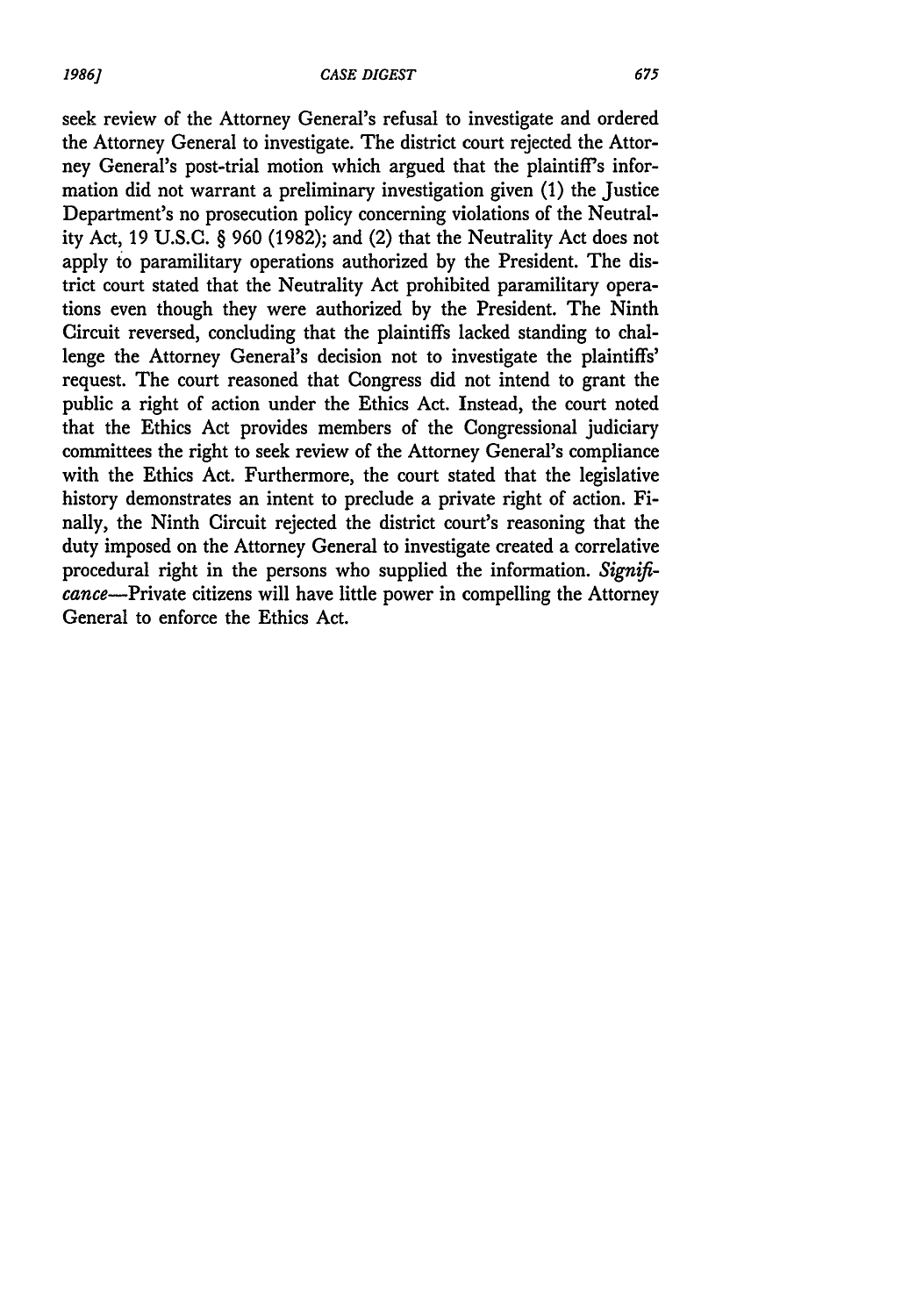seek review of the Attorney General's refusal to investigate and ordered the Attorney General to investigate. The district court rejected the Attorney General's post-trial motion which argued that the plaintiff's information did not warrant a preliminary investigation given (1) the Justice Department's no prosecution policy concerning violations of the Neutrality Act, 19 U.S.C. § 960 (1982); and (2) that the Neutrality Act does not apply to paramilitary operations authorized by the President. The district court stated that the Neutrality Act prohibited paramilitary operations even though they were authorized by the President. The Ninth Circuit reversed, concluding that the plaintiffs lacked standing to challenge the Attorney General's decision not to investigate the plaintiffs' request. The court reasoned that Congress did not intend to grant the public a right of action under the Ethics Act. Instead, the court noted that the Ethics Act provides members of the Congressional judiciary committees the right to seek review of the Attorney General's compliance with the Ethics Act. Furthermore, the court stated that the legislative history demonstrates an intent to preclude a private right of action. Finally, the Ninth Circuit rejected the district court's reasoning that the duty imposed on the Attorney General to investigate created a correlative procedural right in the persons who supplied the information. *Significance*—Private citizens will have little power in compelling the Attorney General to enforce the Ethics Act.